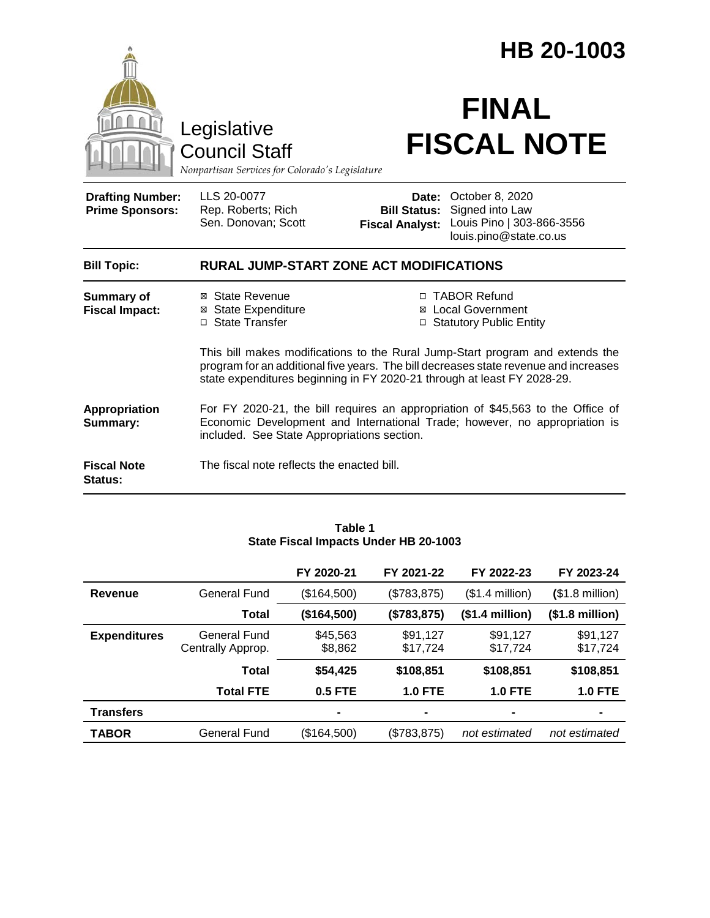# HB 20-1003

Legislative Council Staff

*Nonpartisan Services for Colorado's Legislature*

# FINAL FISCAL NOTE

| | | | |
|---|---|---|---|
| **Drafting Number:** | LLS 20-0077 | **Date:** | October 8, 2020 |
| **Prime Sponsors:** | Rep. Roberts; Rich | **Bill Status:** | Signed into Law |
| | Sen. Donovan; Scott | **Fiscal Analyst:** | Louis Pino \| 303-866-3556 |
| | | | louis.pino@state.co.us |

**Bill Topic:** **RURAL JUMP-START ZONE ACT MODIFICATIONS**

**Summary of Fiscal Impact:**

- ☒ State Revenue
- ☒ State Expenditure
- ☐ State Transfer
- ☐ TABOR Refund
- ☒ Local Government
- ☐ Statutory Public Entity

This bill makes modifications to the Rural Jump-Start program and extends the program for an additional five years. The bill decreases state revenue and increases state expenditures beginning in FY 2020-21 through at least FY 2028-29.

**Appropriation Summary:** For FY 2020-21, the bill requires an appropriation of $45,563 to the Office of Economic Development and International Trade; however, no appropriation is included. See State Appropriations section.

**Fiscal Note Status:** The fiscal note reflects the enacted bill.

**Table 1**
**State Fiscal Impacts Under HB 20-1003**

| | | FY 2020-21 | FY 2021-22 | FY 2022-23 | FY 2023-24 |
|---|---|---|---|---|---|
| **Revenue** | General Fund | ($164,500) | ($783,875) | ($1.4 million) | ($1.8 million) |
| | **Total** | **($164,500)** | **($783,875)** | **($1.4 million)** | **($1.8 million)** |
| **Expenditures** | General Fund | $45,563 | $91,127 | $91,127 | $91,127 |
| | Centrally Approp. | $8,862 | $17,724 | $17,724 | $17,724 |
| | **Total** | **$54,425** | **$108,851** | **$108,851** | **$108,851** |
| | **Total FTE** | **0.5 FTE** | **1.0 FTE** | **1.0 FTE** | **1.0 FTE** |
| **Transfers** | | - | - | - | - |
| **TABOR** | General Fund | ($164,500) | ($783,875) | *not estimated* | *not estimated* |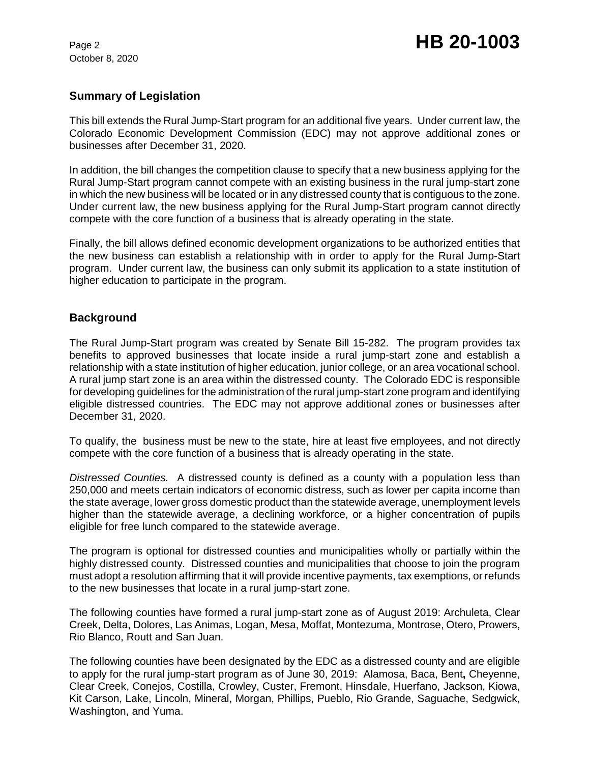## Summary of Legislation

This bill extends the Rural Jump-Start program for an additional five years. Under current law, the Colorado Economic Development Commission (EDC) may not approve additional zones or businesses after December 31, 2020.

In addition, the bill changes the competition clause to specify that a new business applying for the Rural Jump-Start program cannot compete with an existing business in the rural jump-start zone in which the new business will be located or in any distressed county that is contiguous to the zone. Under current law, the new business applying for the Rural Jump-Start program cannot directly compete with the core function of a business that is already operating in the state.

Finally, the bill allows defined economic development organizations to be authorized entities that the new business can establish a relationship with in order to apply for the Rural Jump-Start program. Under current law, the business can only submit its application to a state institution of higher education to participate in the program.

## Background

The Rural Jump-Start program was created by Senate Bill 15-282. The program provides tax benefits to approved businesses that locate inside a rural jump-start zone and establish a relationship with a state institution of higher education, junior college, or an area vocational school. A rural jump start zone is an area within the distressed county. The Colorado EDC is responsible for developing guidelines for the administration of the rural jump-start zone program and identifying eligible distressed countries. The EDC may not approve additional zones or businesses after December 31, 2020.

To qualify, the business must be new to the state, hire at least five employees, and not directly compete with the core function of a business that is already operating in the state.

*Distressed Counties.* A distressed county is defined as a county with a population less than 250,000 and meets certain indicators of economic distress, such as lower per capita income than the state average, lower gross domestic product than the statewide average, unemployment levels higher than the statewide average, a declining workforce, or a higher concentration of pupils eligible for free lunch compared to the statewide average.

The program is optional for distressed counties and municipalities wholly or partially within the highly distressed county. Distressed counties and municipalities that choose to join the program must adopt a resolution affirming that it will provide incentive payments, tax exemptions, or refunds to the new businesses that locate in a rural jump-start zone.

The following counties have formed a rural jump-start zone as of August 2019: Archuleta, Clear Creek, Delta, Dolores, Las Animas, Logan, Mesa, Moffat, Montezuma, Montrose, Otero, Prowers, Rio Blanco, Routt and San Juan.

The following counties have been designated by the EDC as a distressed county and are eligible to apply for the rural jump-start program as of June 30, 2019: Alamosa, Baca, Bent**,** Cheyenne, Clear Creek, Conejos, Costilla, Crowley, Custer, Fremont, Hinsdale, Huerfano, Jackson, Kiowa, Kit Carson, Lake, Lincoln, Mineral, Morgan, Phillips, Pueblo, Rio Grande, Saguache, Sedgwick, Washington, and Yuma.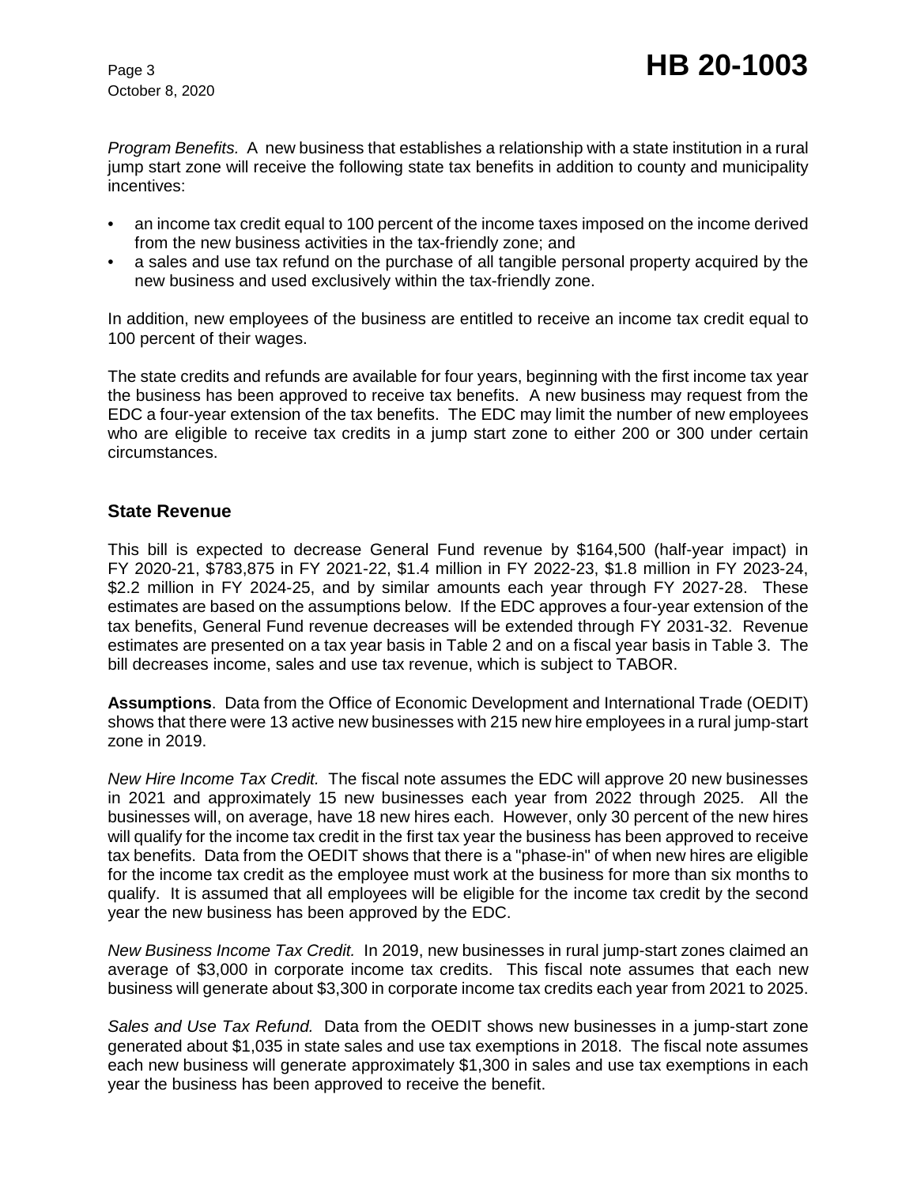*Program Benefits.* A new business that establishes a relationship with a state institution in a rural jump start zone will receive the following state tax benefits in addition to county and municipality incentives:

- an income tax credit equal to 100 percent of the income taxes imposed on the income derived from the new business activities in the tax-friendly zone; and
- a sales and use tax refund on the purchase of all tangible personal property acquired by the new business and used exclusively within the tax-friendly zone.

In addition, new employees of the business are entitled to receive an income tax credit equal to 100 percent of their wages.

The state credits and refunds are available for four years, beginning with the first income tax year the business has been approved to receive tax benefits. A new business may request from the EDC a four-year extension of the tax benefits. The EDC may limit the number of new employees who are eligible to receive tax credits in a jump start zone to either 200 or 300 under certain circumstances.

## State Revenue

This bill is expected to decrease General Fund revenue by $164,500 (half-year impact) in FY 2020-21, $783,875 in FY 2021-22, $1.4 million in FY 2022-23, $1.8 million in FY 2023-24, $2.2 million in FY 2024-25, and by similar amounts each year through FY 2027-28. These estimates are based on the assumptions below. If the EDC approves a four-year extension of the tax benefits, General Fund revenue decreases will be extended through FY 2031-32. Revenue estimates are presented on a tax year basis in Table 2 and on a fiscal year basis in Table 3. The bill decreases income, sales and use tax revenue, which is subject to TABOR.

**Assumptions**. Data from the Office of Economic Development and International Trade (OEDIT) shows that there were 13 active new businesses with 215 new hire employees in a rural jump-start zone in 2019.

*New Hire Income Tax Credit.* The fiscal note assumes the EDC will approve 20 new businesses in 2021 and approximately 15 new businesses each year from 2022 through 2025. All the businesses will, on average, have 18 new hires each. However, only 30 percent of the new hires will qualify for the income tax credit in the first tax year the business has been approved to receive tax benefits. Data from the OEDIT shows that there is a "phase-in" of when new hires are eligible for the income tax credit as the employee must work at the business for more than six months to qualify. It is assumed that all employees will be eligible for the income tax credit by the second year the new business has been approved by the EDC.

*New Business Income Tax Credit.* In 2019, new businesses in rural jump-start zones claimed an average of $3,000 in corporate income tax credits. This fiscal note assumes that each new business will generate about $3,300 in corporate income tax credits each year from 2021 to 2025.

*Sales and Use Tax Refund.* Data from the OEDIT shows new businesses in a jump-start zone generated about $1,035 in state sales and use tax exemptions in 2018. The fiscal note assumes each new business will generate approximately $1,300 in sales and use tax exemptions in each year the business has been approved to receive the benefit.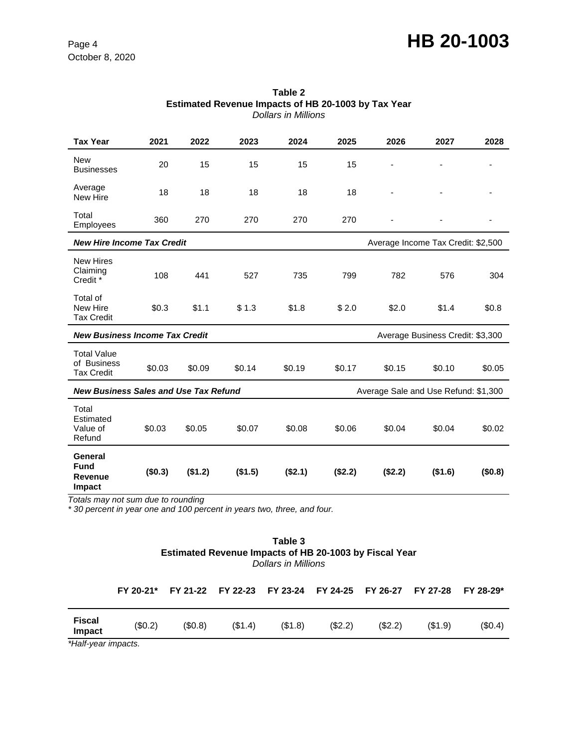**Table 2**
**Estimated Revenue Impacts of HB 20-1003 by Tax Year**
*Dollars in Millions*

| Tax Year | 2021 | 2022 | 2023 | 2024 | 2025 | 2026 | 2027 | 2028 |
|---|---|---|---|---|---|---|---|---|
| New Businesses | 20 | 15 | 15 | 15 | 15 | - | - | - |
| Average New Hire | 18 | 18 | 18 | 18 | 18 | - | - | - |
| Total Employees | 360 | 270 | 270 | 270 | 270 | - | - | - |
| ***New Hire Income Tax Credit*** | | | | | Average Income Tax Credit: $2,500 | | | |
| New Hires Claiming Credit * | 108 | 441 | 527 | 735 | 799 | 782 | 576 | 304 |
| Total of New Hire Tax Credit | $0.3 | $1.1 | $ 1.3 | $1.8 | $ 2.0 | $2.0 | $1.4 | $0.8 |
| ***New Business Income Tax Credit*** | | | | | Average Business Credit: $3,300 | | | |
| Total Value of Business Tax Credit | $0.03 | $0.09 | $0.14 | $0.19 | $0.17 | $0.15 | $0.10 | $0.05 |
| ***New Business Sales and Use Tax Refund*** | | | | | Average Sale and Use Refund: $1,300 | | | |
| Total Estimated Value of Refund | $0.03 | $0.05 | $0.07 | $0.08 | $0.06 | $0.04 | $0.04 | $0.02 |
| **General Fund Revenue Impact** | **($0.3)** | **($1.2)** | **($1.5)** | **($2.1)** | **($2.2)** | **($2.2)** | **($1.6)** | **($0.8)** |

*Totals may not sum due to rounding*
*\* 30 percent in year one and 100 percent in years two, three, and four.*

**Table 3**
**Estimated Revenue Impacts of HB 20-1003 by Fiscal Year**
*Dollars in Millions*

| | FY 20-21* | FY 21-22 | FY 22-23 | FY 23-24 | FY 24-25 | FY 26-27 | FY 27-28 | FY 28-29* |
|---|---|---|---|---|---|---|---|---|
| **Fiscal Impact** | ($0.2) | ($0.8) | ($1.4) | ($1.8) | ($2.2) | ($2.2) | ($1.9) | ($0.4) |

*\*Half-year impacts.*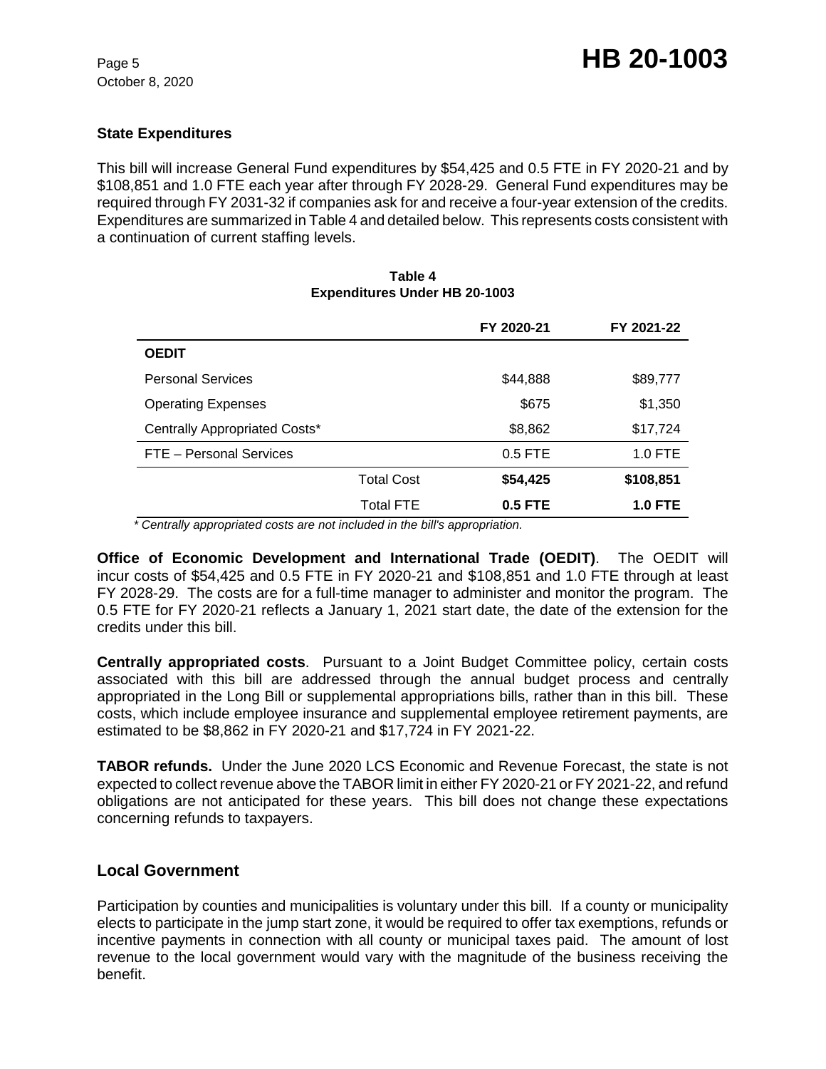### State Expenditures

This bill will increase General Fund expenditures by $54,425 and 0.5 FTE in FY 2020-21 and by $108,851 and 1.0 FTE each year after through FY 2028-29. General Fund expenditures may be required through FY 2031-32 if companies ask for and receive a four-year extension of the credits. Expenditures are summarized in Table 4 and detailed below. This represents costs consistent with a continuation of current staffing levels.

**Table 4**
**Expenditures Under HB 20-1003**

| | | FY 2020-21 | FY 2021-22 |
|---|---|---|---|
| **OEDIT** | | | |
| Personal Services | | $44,888 | $89,777 |
| Operating Expenses | | $675 | $1,350 |
| Centrally Appropriated Costs* | | $8,862 | $17,724 |
| FTE – Personal Services | | 0.5 FTE | 1.0 FTE |
| | Total Cost | **$54,425** | **$108,851** |
| | Total FTE | **0.5 FTE** | **1.0 FTE** |

*\* Centrally appropriated costs are not included in the bill's appropriation.*

**Office of Economic Development and International Trade (OEDIT)**. The OEDIT will incur costs of $54,425 and 0.5 FTE in FY 2020-21 and $108,851 and 1.0 FTE through at least FY 2028-29. The costs are for a full-time manager to administer and monitor the program. The 0.5 FTE for FY 2020-21 reflects a January 1, 2021 start date, the date of the extension for the credits under this bill.

**Centrally appropriated costs**. Pursuant to a Joint Budget Committee policy, certain costs associated with this bill are addressed through the annual budget process and centrally appropriated in the Long Bill or supplemental appropriations bills, rather than in this bill. These costs, which include employee insurance and supplemental employee retirement payments, are estimated to be $8,862 in FY 2020-21 and $17,724 in FY 2021-22.

**TABOR refunds.** Under the June 2020 LCS Economic and Revenue Forecast, the state is not expected to collect revenue above the TABOR limit in either FY 2020-21 or FY 2021-22, and refund obligations are not anticipated for these years. This bill does not change these expectations concerning refunds to taxpayers.

## Local Government

Participation by counties and municipalities is voluntary under this bill. If a county or municipality elects to participate in the jump start zone, it would be required to offer tax exemptions, refunds or incentive payments in connection with all county or municipal taxes paid. The amount of lost revenue to the local government would vary with the magnitude of the business receiving the benefit.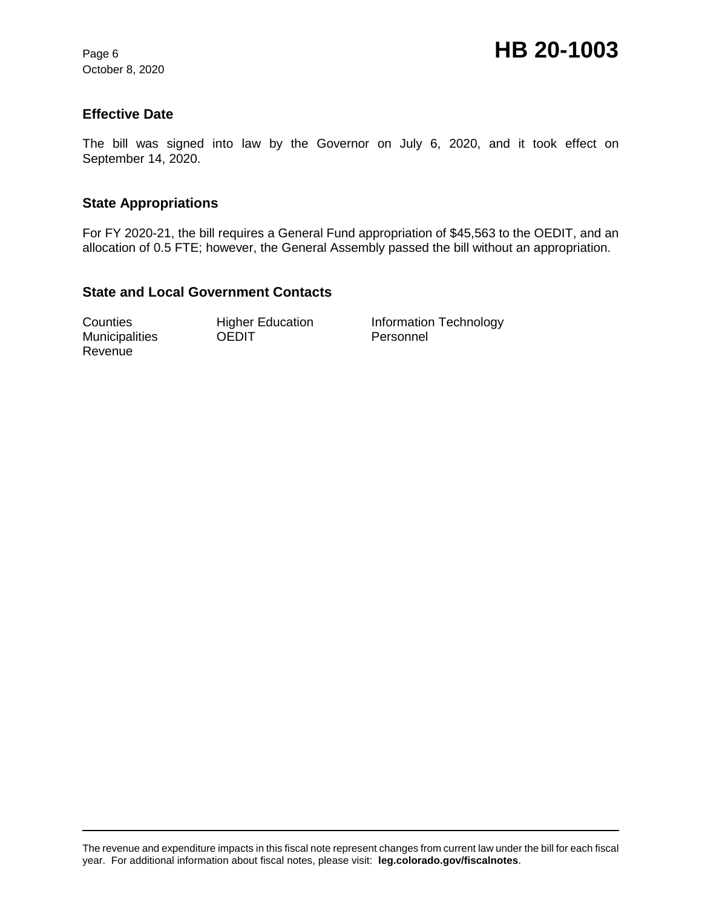## Effective Date

The bill was signed into law by the Governor on July 6, 2020, and it took effect on September 14, 2020.

## State Appropriations

For FY 2020-21, the bill requires a General Fund appropriation of $45,563 to the OEDIT, and an allocation of 0.5 FTE; however, the General Assembly passed the bill without an appropriation.

## State and Local Government Contacts

| | | |
|---|---|---|
| Counties | Higher Education | Information Technology |
| Municipalities | OEDIT | Personnel |
| Revenue | | |

The revenue and expenditure impacts in this fiscal note represent changes from current law under the bill for each fiscal year. For additional information about fiscal notes, please visit: **leg.colorado.gov/fiscalnotes**.